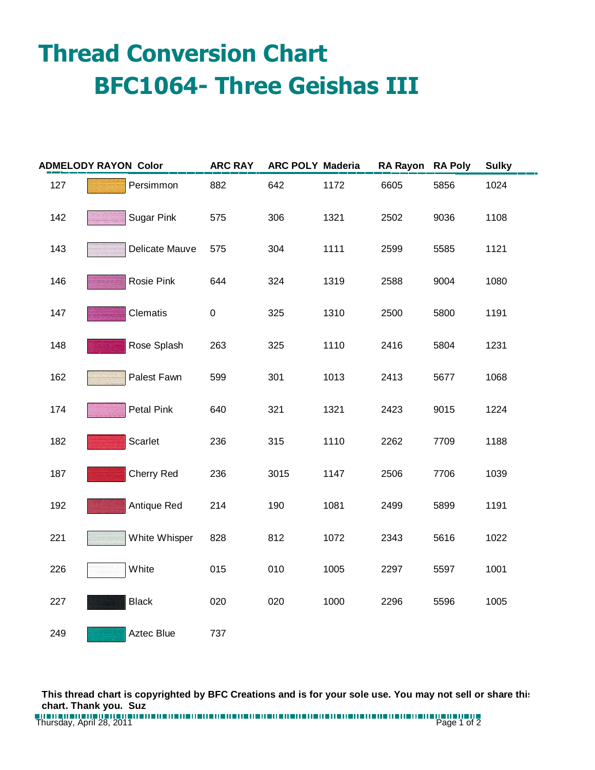# Thread Conversion Chart

## BFC1064- Three Geishas III

| ADMELODY RAYON | Color | ARC RAY | ARC POLY | Maderia | RA Rayon | RA Poly | Sulky |
|---|---|---|---|---|---|---|---|
| 127 | Persimmon | 882 | 642 | 1172 | 6605 | 5856 | 1024 |
| 142 | Sugar Pink | 575 | 306 | 1321 | 2502 | 9036 | 1108 |
| 143 | Delicate Mauve | 575 | 304 | 1111 | 2599 | 5585 | 1121 |
| 146 | Rosie Pink | 644 | 324 | 1319 | 2588 | 9004 | 1080 |
| 147 | Clematis | 0 | 325 | 1310 | 2500 | 5800 | 1191 |
| 148 | Rose Splash | 263 | 325 | 1110 | 2416 | 5804 | 1231 |
| 162 | Palest Fawn | 599 | 301 | 1013 | 2413 | 5677 | 1068 |
| 174 | Petal Pink | 640 | 321 | 1321 | 2423 | 9015 | 1224 |
| 182 | Scarlet | 236 | 315 | 1110 | 2262 | 7709 | 1188 |
| 187 | Cherry Red | 236 | 3015 | 1147 | 2506 | 7706 | 1039 |
| 192 | Antique Red | 214 | 190 | 1081 | 2499 | 5899 | 1191 |
| 221 | White Whisper | 828 | 812 | 1072 | 2343 | 5616 | 1022 |
| 226 | White | 015 | 010 | 1005 | 2297 | 5597 | 1001 |
| 227 | Black | 020 | 020 | 1000 | 2296 | 5596 | 1005 |
| 249 | Aztec Blue | 737 | | | | | |

**This thread chart is copyrighted by BFC Creations and is for your sole use. You may not sell or share this chart. Thank you. Suz**

Thursday, April 28, 2011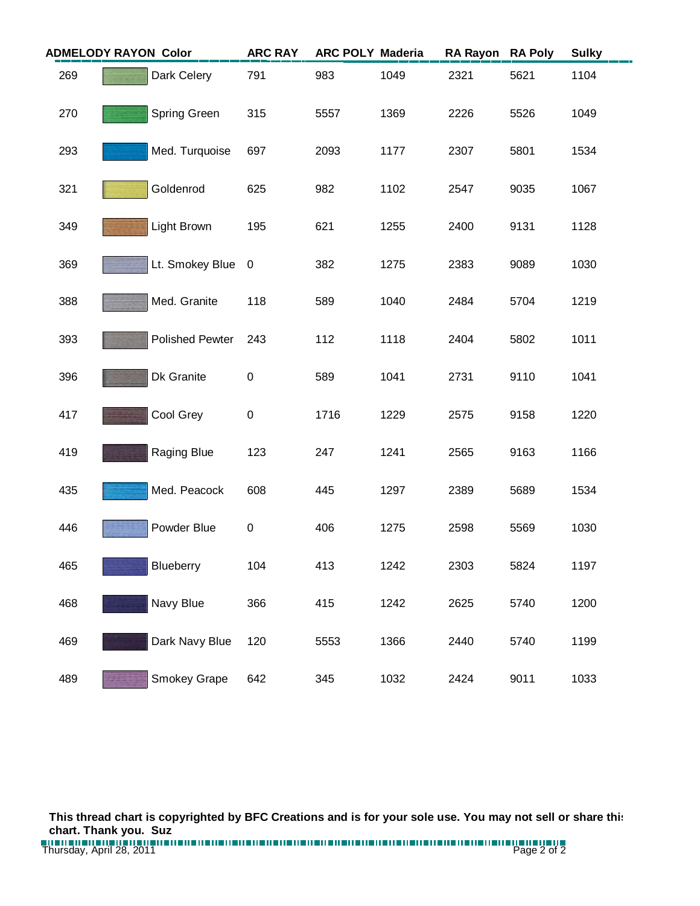| ADMELODY RAYON | | Color | ARC RAY | ARC POLY | Maderia | RA Rayon | RA Poly | Sulky |
|---|---|---|---|---|---|---|---|---|
| 269 | | Dark Celery | 791 | 983 | 1049 | 2321 | 5621 | 1104 |
| 270 | | Spring Green | 315 | 5557 | 1369 | 2226 | 5526 | 1049 |
| 293 | | Med. Turquoise | 697 | 2093 | 1177 | 2307 | 5801 | 1534 |
| 321 | | Goldenrod | 625 | 982 | 1102 | 2547 | 9035 | 1067 |
| 349 | | Light Brown | 195 | 621 | 1255 | 2400 | 9131 | 1128 |
| 369 | | Lt. Smokey Blue | 0 | 382 | 1275 | 2383 | 9089 | 1030 |
| 388 | | Med. Granite | 118 | 589 | 1040 | 2484 | 5704 | 1219 |
| 393 | | Polished Pewter | 243 | 112 | 1118 | 2404 | 5802 | 1011 |
| 396 | | Dk Granite | 0 | 589 | 1041 | 2731 | 9110 | 1041 |
| 417 | | Cool Grey | 0 | 1716 | 1229 | 2575 | 9158 | 1220 |
| 419 | | Raging Blue | 123 | 247 | 1241 | 2565 | 9163 | 1166 |
| 435 | | Med. Peacock | 608 | 445 | 1297 | 2389 | 5689 | 1534 |
| 446 | | Powder Blue | 0 | 406 | 1275 | 2598 | 5569 | 1030 |
| 465 | | Blueberry | 104 | 413 | 1242 | 2303 | 5824 | 1197 |
| 468 | | Navy Blue | 366 | 415 | 1242 | 2625 | 5740 | 1200 |
| 469 | | Dark Navy Blue | 120 | 5553 | 1366 | 2440 | 5740 | 1199 |
| 489 | | Smokey Grape | 642 | 345 | 1032 | 2424 | 9011 | 1033 |

**This thread chart is copyrighted by BFC Creations and is for your sole use. You may not sell or share this chart. Thank you. Suz**

Thursday, April 28, 2011